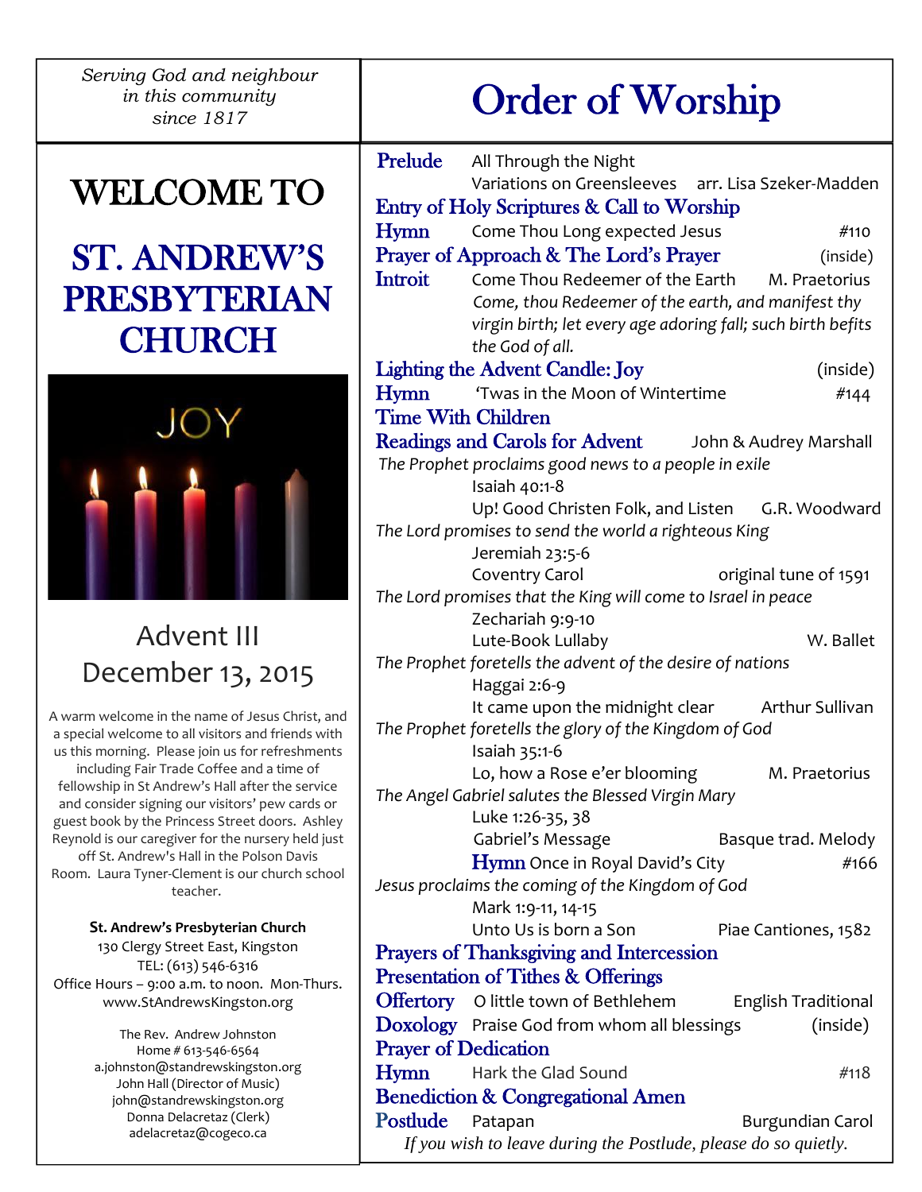*Serving God and neighbour in this community since 1817*

# WELCOME TO

# ST. ANDREW'S PRESBYTERIAN CHURCH

JOY

## Advent III
## December 13, 2015

A warm welcome in the name of Jesus Christ, and a special welcome to all visitors and friends with us this morning. Please join us for refreshments including Fair Trade Coffee and a time of fellowship in St Andrew's Hall after the service and consider signing our visitors' pew cards or guest book by the Princess Street doors. Ashley Reynold is our caregiver for the nursery held just off St. Andrew's Hall in the Polson Davis Room. Laura Tyner-Clement is our church school teacher.

**St. Andrew's Presbyterian Church**
130 Clergy Street East, Kingston
TEL: (613) 546-6316
Office Hours – 9:00 a.m. to noon. Mon-Thurs.
www.StAndrewsKingston.org

The Rev. Andrew Johnston
Home # 613-546-6564
a.johnston@standrewskingston.org
John Hall (Director of Music)
john@standrewskingston.org
Donna Delacretaz (Clerk)
adelacretaz@cogeco.ca

# Order of Worship

**Prelude** All Through the Night
Variations on Greensleeves arr. Lisa Szeker-Madden

**Entry of Holy Scriptures & Call to Worship**

**Hymn** Come Thou Long expected Jesus #110

**Prayer of Approach & The Lord's Prayer** (inside)

**Introit** Come Thou Redeemer of the Earth M. Praetorius
*Come, thou Redeemer of the earth, and manifest thy virgin birth; let every age adoring fall; such birth befits the God of all.*

**Lighting the Advent Candle: Joy** (inside)

**Hymn** 'Twas in the Moon of Wintertime #144

**Time With Children**

**Readings and Carols for Advent** John & Audrey Marshall

*The Prophet proclaims good news to a people in exile*
Isaiah 40:1-8
Up! Good Christen Folk, and Listen G.R. Woodward

*The Lord promises to send the world a righteous King*
Jeremiah 23:5-6
Coventry Carol original tune of 1591

*The Lord promises that the King will come to Israel in peace*
Zechariah 9:9-10
Lute-Book Lullaby W. Ballet

*The Prophet foretells the advent of the desire of nations*
Haggai 2:6-9
It came upon the midnight clear Arthur Sullivan

*The Prophet foretells the glory of the Kingdom of God*
Isaiah 35:1-6
Lo, how a Rose e'er blooming M. Praetorius

*The Angel Gabriel salutes the Blessed Virgin Mary*
Luke 1:26-35, 38
Gabriel's Message Basque trad. Melody
**Hymn** Once in Royal David's City #166

*Jesus proclaims the coming of the Kingdom of God*
Mark 1:9-11, 14-15
Unto Us is born a Son Piae Cantiones, 1582

**Prayers of Thanksgiving and Intercession**

**Presentation of Tithes & Offerings**

**Offertory** O little town of Bethlehem English Traditional

**Doxology** Praise God from whom all blessings (inside)

**Prayer of Dedication**

**Hymn** Hark the Glad Sound #118

**Benediction & Congregational Amen**

**Postlude** Patapan Burgundian Carol

*If you wish to leave during the Postlude, please do so quietly.*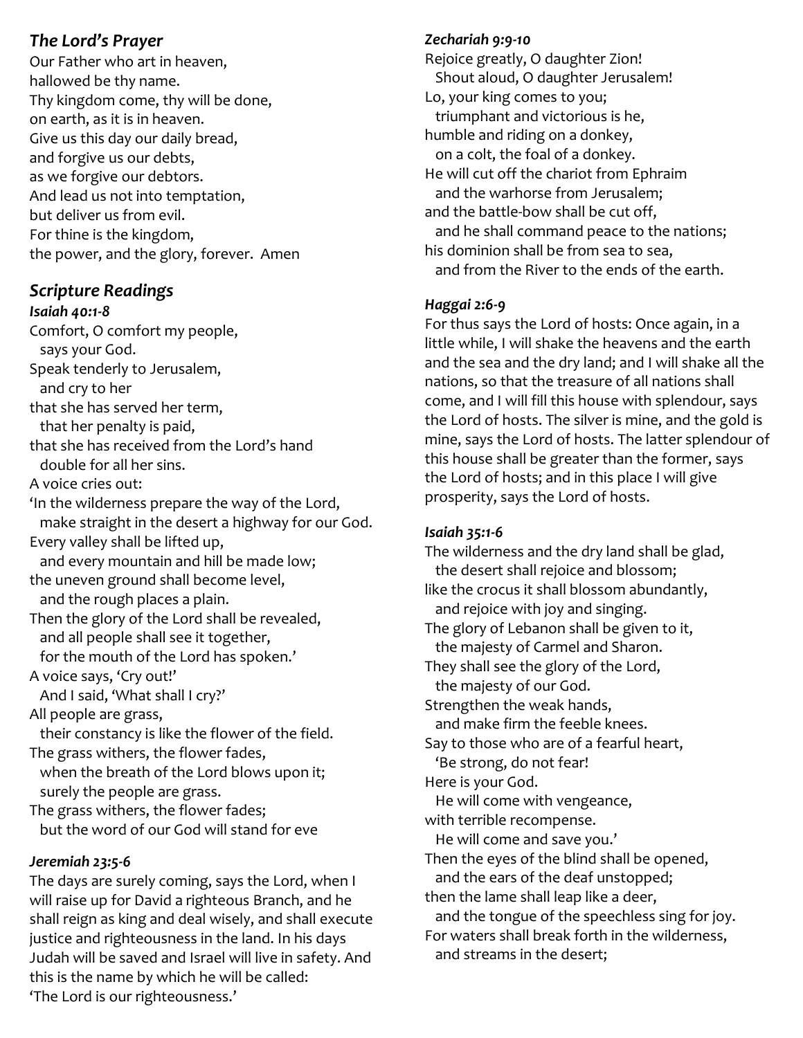## *The Lord's Prayer*

Our Father who art in heaven,
hallowed be thy name.
Thy kingdom come, thy will be done,
on earth, as it is in heaven.
Give us this day our daily bread,
and forgive us our debts,
as we forgive our debtors.
And lead us not into temptation,
but deliver us from evil.
For thine is the kingdom,
the power, and the glory, forever. Amen

## *Scripture Readings*

### *Isaiah 40:1-8*

Comfort, O comfort my people,
  says your God.
Speak tenderly to Jerusalem,
  and cry to her
that she has served her term,
  that her penalty is paid,
that she has received from the Lord's hand
  double for all her sins.
A voice cries out:
'In the wilderness prepare the way of the Lord,
  make straight in the desert a highway for our God.
Every valley shall be lifted up,
  and every mountain and hill be made low;
the uneven ground shall become level,
  and the rough places a plain.
Then the glory of the Lord shall be revealed,
  and all people shall see it together,
  for the mouth of the Lord has spoken.'
A voice says, 'Cry out!'
  And I said, 'What shall I cry?'
All people are grass,
  their constancy is like the flower of the field.
The grass withers, the flower fades,
  when the breath of the Lord blows upon it;
  surely the people are grass.
The grass withers, the flower fades;
  but the word of our God will stand for eve

### *Jeremiah 23:5-6*

The days are surely coming, says the Lord, when I will raise up for David a righteous Branch, and he shall reign as king and deal wisely, and shall execute justice and righteousness in the land. In his days Judah will be saved and Israel will live in safety. And this is the name by which he will be called: 'The Lord is our righteousness.'

### *Zechariah 9:9-10*

Rejoice greatly, O daughter Zion!
  Shout aloud, O daughter Jerusalem!
Lo, your king comes to you;
  triumphant and victorious is he,
humble and riding on a donkey,
  on a colt, the foal of a donkey.
He will cut off the chariot from Ephraim
  and the warhorse from Jerusalem;
and the battle-bow shall be cut off,
  and he shall command peace to the nations;
his dominion shall be from sea to sea,
  and from the River to the ends of the earth.

### *Haggai 2:6-9*

For thus says the Lord of hosts: Once again, in a little while, I will shake the heavens and the earth and the sea and the dry land; and I will shake all the nations, so that the treasure of all nations shall come, and I will fill this house with splendour, says the Lord of hosts. The silver is mine, and the gold is mine, says the Lord of hosts. The latter splendour of this house shall be greater than the former, says the Lord of hosts; and in this place I will give prosperity, says the Lord of hosts.

### *Isaiah 35:1-6*

The wilderness and the dry land shall be glad,
  the desert shall rejoice and blossom;
like the crocus it shall blossom abundantly,
  and rejoice with joy and singing.
The glory of Lebanon shall be given to it,
  the majesty of Carmel and Sharon.
They shall see the glory of the Lord,
  the majesty of our God.
Strengthen the weak hands,
  and make firm the feeble knees.
Say to those who are of a fearful heart,
  'Be strong, do not fear!
Here is your God.
  He will come with vengeance,
with terrible recompense.
  He will come and save you.'
Then the eyes of the blind shall be opened,
  and the ears of the deaf unstopped;
then the lame shall leap like a deer,
  and the tongue of the speechless sing for joy.
For waters shall break forth in the wilderness,
  and streams in the desert;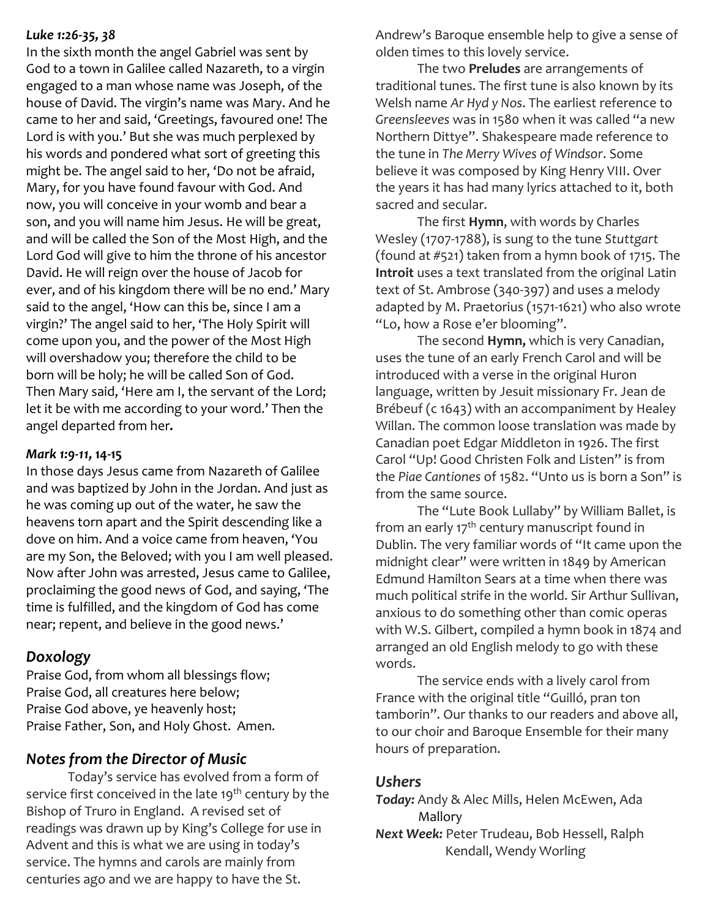***Luke 1:26-35, 38***

In the sixth month the angel Gabriel was sent by God to a town in Galilee called Nazareth, to a virgin engaged to a man whose name was Joseph, of the house of David. The virgin's name was Mary. And he came to her and said, 'Greetings, favoured one! The Lord is with you.' But she was much perplexed by his words and pondered what sort of greeting this might be. The angel said to her, 'Do not be afraid, Mary, for you have found favour with God. And now, you will conceive in your womb and bear a son, and you will name him Jesus. He will be great, and will be called the Son of the Most High, and the Lord God will give to him the throne of his ancestor David. He will reign over the house of Jacob for ever, and of his kingdom there will be no end.' Mary said to the angel, 'How can this be, since I am a virgin?' The angel said to her, 'The Holy Spirit will come upon you, and the power of the Most High will overshadow you; therefore the child to be born will be holy; he will be called Son of God. Then Mary said, 'Here am I, the servant of the Lord; let it be with me according to your word.' Then the angel departed from her.

***Mark 1:9-11,* 14-15**

In those days Jesus came from Nazareth of Galilee and was baptized by John in the Jordan. And just as he was coming up out of the water, he saw the heavens torn apart and the Spirit descending like a dove on him. And a voice came from heaven, 'You are my Son, the Beloved; with you I am well pleased. Now after John was arrested, Jesus came to Galilee, proclaiming the good news of God, and saying, 'The time is fulfilled, and the kingdom of God has come near; repent, and believe in the good news.'

## *Doxology*

Praise God, from whom all blessings flow;
Praise God, all creatures here below;
Praise God above, ye heavenly host;
Praise Father, Son, and Holy Ghost. Amen.

## *Notes from the Director of Music*

Today's service has evolved from a form of service first conceived in the late 19th century by the Bishop of Truro in England. A revised set of readings was drawn up by King's College for use in Advent and this is what we are using in today's service. The hymns and carols are mainly from centuries ago and we are happy to have the St. Andrew's Baroque ensemble help to give a sense of olden times to this lovely service.

The two **Preludes** are arrangements of traditional tunes. The first tune is also known by its Welsh name *Ar Hyd y Nos*. The earliest reference to *Greensleeves* was in 1580 when it was called "a new Northern Dittye". Shakespeare made reference to the tune in *The Merry Wives of Windsor*. Some believe it was composed by King Henry VIII. Over the years it has had many lyrics attached to it, both sacred and secular.

The first **Hymn**, with words by Charles Wesley (1707-1788), is sung to the tune *Stuttgart* (found at #521) taken from a hymn book of 1715. The **Introit** uses a text translated from the original Latin text of St. Ambrose (340-397) and uses a melody adapted by M. Praetorius (1571-1621) who also wrote "Lo, how a Rose e'er blooming".

The second **Hymn,** which is very Canadian, uses the tune of an early French Carol and will be introduced with a verse in the original Huron language, written by Jesuit missionary Fr. Jean de Brébeuf (c 1643) with an accompaniment by Healey Willan. The common loose translation was made by Canadian poet Edgar Middleton in 1926. The first Carol "Up! Good Christen Folk and Listen" is from the *Piae Cantiones* of 1582. "Unto us is born a Son" is from the same source.

The "Lute Book Lullaby" by William Ballet, is from an early 17th century manuscript found in Dublin. The very familiar words of "It came upon the midnight clear" were written in 1849 by American Edmund Hamilton Sears at a time when there was much political strife in the world. Sir Arthur Sullivan, anxious to do something other than comic operas with W.S. Gilbert, compiled a hymn book in 1874 and arranged an old English melody to go with these words.

The service ends with a lively carol from France with the original title "Guilló, pran ton tamborin". Our thanks to our readers and above all, to our choir and Baroque Ensemble for their many hours of preparation.

## *Ushers*

***Today:*** Andy & Alec Mills, Helen McEwen, Ada Mallory

***Next Week:*** Peter Trudeau, Bob Hessell, Ralph Kendall, Wendy Worling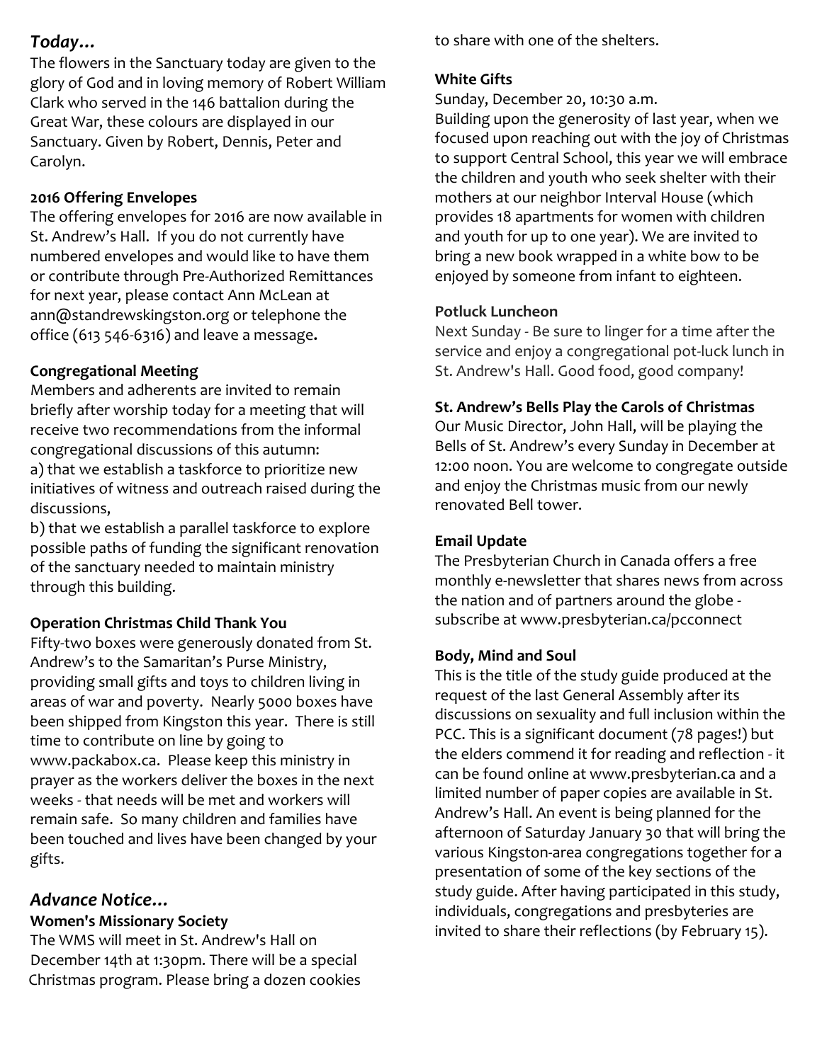## *Today…*

The flowers in the Sanctuary today are given to the glory of God and in loving memory of Robert William Clark who served in the 146 battalion during the Great War, these colours are displayed in our Sanctuary. Given by Robert, Dennis, Peter and Carolyn.

**2016 Offering Envelopes**

The offering envelopes for 2016 are now available in St. Andrew's Hall. If you do not currently have numbered envelopes and would like to have them or contribute through Pre-Authorized Remittances for next year, please contact Ann McLean at ann@standrewskingston.org or telephone the office (613 546-6316) and leave a message.

**Congregational Meeting**

Members and adherents are invited to remain briefly after worship today for a meeting that will receive two recommendations from the informal congregational discussions of this autumn:

a) that we establish a taskforce to prioritize new initiatives of witness and outreach raised during the discussions,

b) that we establish a parallel taskforce to explore possible paths of funding the significant renovation of the sanctuary needed to maintain ministry through this building.

**Operation Christmas Child Thank You**

Fifty-two boxes were generously donated from St. Andrew's to the Samaritan's Purse Ministry, providing small gifts and toys to children living in areas of war and poverty. Nearly 5000 boxes have been shipped from Kingston this year. There is still time to contribute on line by going to www.packabox.ca. Please keep this ministry in prayer as the workers deliver the boxes in the next weeks - that needs will be met and workers will remain safe. So many children and families have been touched and lives have been changed by your gifts.

## *Advance Notice…*

**Women's Missionary Society**

The WMS will meet in St. Andrew's Hall on December 14th at 1:30pm. There will be a special Christmas program. Please bring a dozen cookies to share with one of the shelters.

**White Gifts**

Sunday, December 20, 10:30 a.m.

Building upon the generosity of last year, when we focused upon reaching out with the joy of Christmas to support Central School, this year we will embrace the children and youth who seek shelter with their mothers at our neighbor Interval House (which provides 18 apartments for women with children and youth for up to one year). We are invited to bring a new book wrapped in a white bow to be enjoyed by someone from infant to eighteen.

**Potluck Luncheon**

Next Sunday - Be sure to linger for a time after the service and enjoy a congregational pot-luck lunch in St. Andrew's Hall. Good food, good company!

**St. Andrew's Bells Play the Carols of Christmas**

Our Music Director, John Hall, will be playing the Bells of St. Andrew's every Sunday in December at 12:00 noon. You are welcome to congregate outside and enjoy the Christmas music from our newly renovated Bell tower.

**Email Update**

The Presbyterian Church in Canada offers a free monthly e-newsletter that shares news from across the nation and of partners around the globe - subscribe at www.presbyterian.ca/pcconnect

**Body, Mind and Soul**

This is the title of the study guide produced at the request of the last General Assembly after its discussions on sexuality and full inclusion within the PCC. This is a significant document (78 pages!) but the elders commend it for reading and reflection - it can be found online at www.presbyterian.ca and a limited number of paper copies are available in St. Andrew's Hall. An event is being planned for the afternoon of Saturday January 30 that will bring the various Kingston-area congregations together for a presentation of some of the key sections of the study guide. After having participated in this study, individuals, congregations and presbyteries are invited to share their reflections (by February 15).